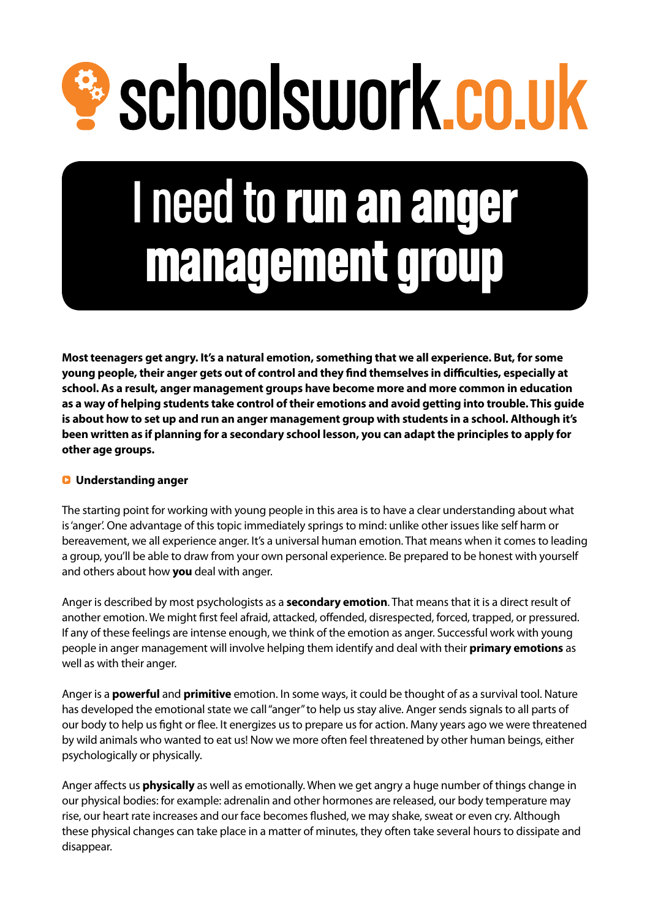schoolswork.co.uk

# I need to run an anger management group

**Most teenagers get angry. It's a natural emotion, something that we all experience. But, for some young people, their anger gets out of control and they find themselves in difficulties, especially at school. As a result, anger management groups have become more and more common in education as a way of helping students take control of their emotions and avoid getting into trouble. This guide is about how to set up and run an anger management group with students in a school. Although it's been written as if planning for a secondary school lesson, you can adapt the principles to apply for other age groups.**

## Understanding anger

The starting point for working with young people in this area is to have a clear understanding about what is 'anger'. One advantage of this topic immediately springs to mind: unlike other issues like self harm or bereavement, we all experience anger. It's a universal human emotion. That means when it comes to leading a group, you'll be able to draw from your own personal experience. Be prepared to be honest with yourself and others about how **you** deal with anger.

Anger is described by most psychologists as a **secondary emotion**. That means that it is a direct result of another emotion. We might first feel afraid, attacked, offended, disrespected, forced, trapped, or pressured. If any of these feelings are intense enough, we think of the emotion as anger. Successful work with young people in anger management will involve helping them identify and deal with their **primary emotions** as well as with their anger.

Anger is a **powerful** and **primitive** emotion. In some ways, it could be thought of as a survival tool. Nature has developed the emotional state we call "anger" to help us stay alive. Anger sends signals to all parts of our body to help us fight or flee. It energizes us to prepare us for action. Many years ago we were threatened by wild animals who wanted to eat us! Now we more often feel threatened by other human beings, either psychologically or physically.

Anger affects us **physically** as well as emotionally. When we get angry a huge number of things change in our physical bodies: for example: adrenalin and other hormones are released, our body temperature may rise, our heart rate increases and our face becomes flushed, we may shake, sweat or even cry. Although these physical changes can take place in a matter of minutes, they often take several hours to dissipate and disappear.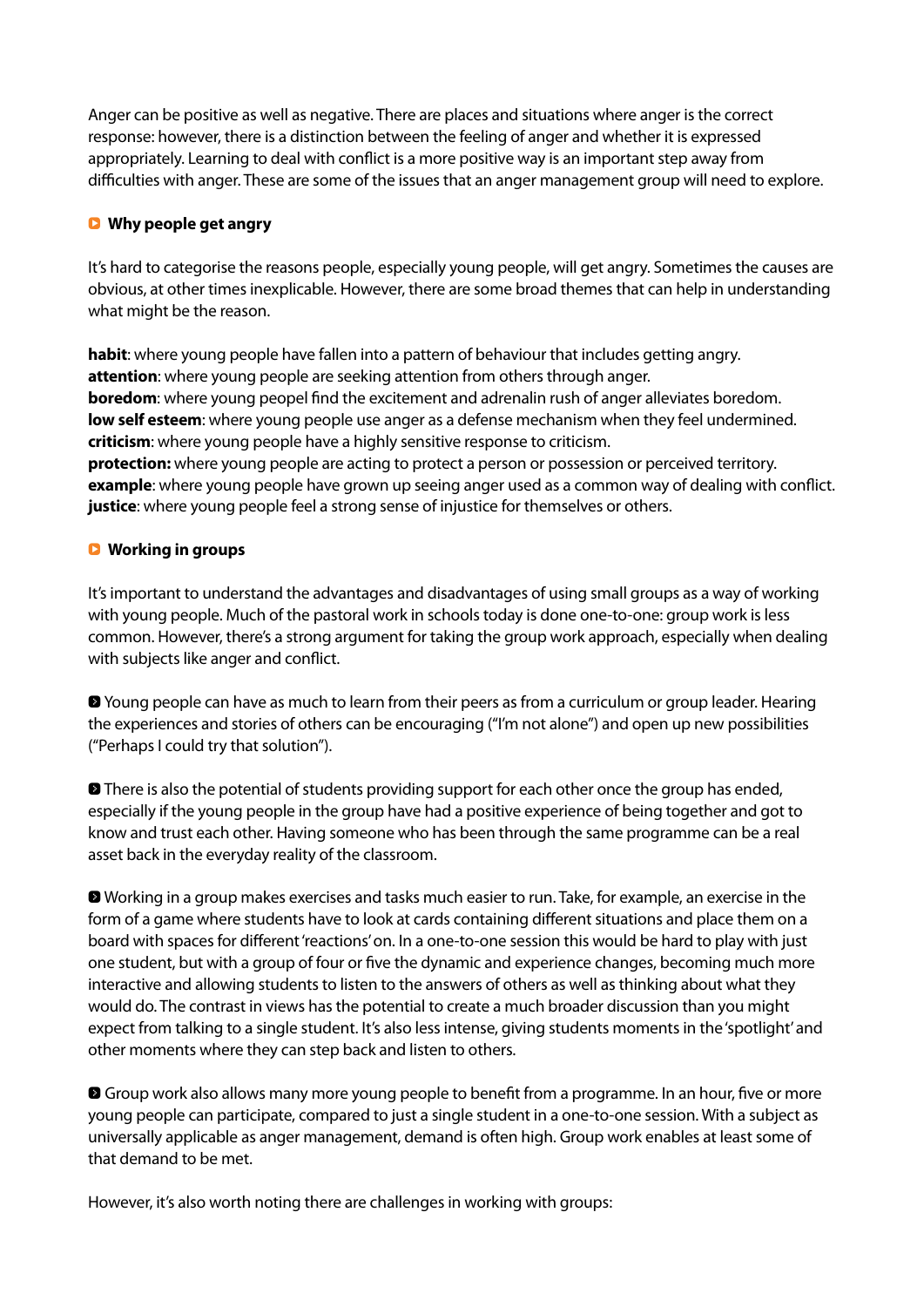Anger can be positive as well as negative. There are places and situations where anger is the correct response: however, there is a distinction between the feeling of anger and whether it is expressed appropriately. Learning to deal with conflict is a more positive way is an important step away from difficulties with anger. These are some of the issues that an anger management group will need to explore.

## Why people get angry

It's hard to categorise the reasons people, especially young people, will get angry. Sometimes the causes are obvious, at other times inexplicable. However, there are some broad themes that can help in understanding what might be the reason.

**habit**: where young people have fallen into a pattern of behaviour that includes getting angry.
**attention**: where young people are seeking attention from others through anger.
**boredom**: where young peopel find the excitement and adrenalin rush of anger alleviates boredom.
**low self esteem**: where young people use anger as a defense mechanism when they feel undermined.
**criticism**: where young people have a highly sensitive response to criticism.
**protection:** where young people are acting to protect a person or possession or perceived territory.
**example**: where young people have grown up seeing anger used as a common way of dealing with conflict.
**justice**: where young people feel a strong sense of injustice for themselves or others.

## Working in groups

It's important to understand the advantages and disadvantages of using small groups as a way of working with young people. Much of the pastoral work in schools today is done one-to-one: group work is less common. However, there's a strong argument for taking the group work approach, especially when dealing with subjects like anger and conflict.

- Young people can have as much to learn from their peers as from a curriculum or group leader. Hearing the experiences and stories of others can be encouraging ("I'm not alone") and open up new possibilities ("Perhaps I could try that solution").

- There is also the potential of students providing support for each other once the group has ended, especially if the young people in the group have had a positive experience of being together and got to know and trust each other. Having someone who has been through the same programme can be a real asset back in the everyday reality of the classroom.

- Working in a group makes exercises and tasks much easier to run. Take, for example, an exercise in the form of a game where students have to look at cards containing different situations and place them on a board with spaces for different 'reactions' on. In a one-to-one session this would be hard to play with just one student, but with a group of four or five the dynamic and experience changes, becoming much more interactive and allowing students to listen to the answers of others as well as thinking about what they would do. The contrast in views has the potential to create a much broader discussion than you might expect from talking to a single student. It's also less intense, giving students moments in the 'spotlight' and other moments where they can step back and listen to others.

- Group work also allows many more young people to benefit from a programme. In an hour, five or more young people can participate, compared to just a single student in a one-to-one session. With a subject as universally applicable as anger management, demand is often high. Group work enables at least some of that demand to be met.

However, it's also worth noting there are challenges in working with groups: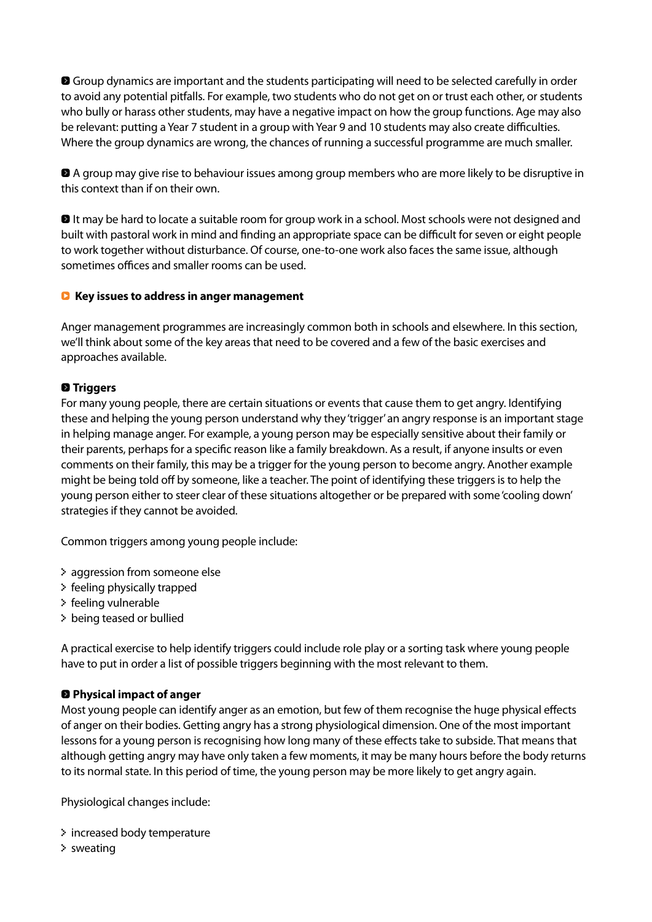- Group dynamics are important and the students participating will need to be selected carefully in order to avoid any potential pitfalls. For example, two students who do not get on or trust each other, or students who bully or harass other students, may have a negative impact on how the group functions. Age may also be relevant: putting a Year 7 student in a group with Year 9 and 10 students may also create difficulties. Where the group dynamics are wrong, the chances of running a successful programme are much smaller.

- A group may give rise to behaviour issues among group members who are more likely to be disruptive in this context than if on their own.

- It may be hard to locate a suitable room for group work in a school. Most schools were not designed and built with pastoral work in mind and finding an appropriate space can be difficult for seven or eight people to work together without disturbance. Of course, one-to-one work also faces the same issue, although sometimes offices and smaller rooms can be used.

## Key issues to address in anger management

Anger management programmes are increasingly common both in schools and elsewhere. In this section, we'll think about some of the key areas that need to be covered and a few of the basic exercises and approaches available.

### Triggers

For many young people, there are certain situations or events that cause them to get angry. Identifying these and helping the young person understand why they 'trigger' an angry response is an important stage in helping manage anger. For example, a young person may be especially sensitive about their family or their parents, perhaps for a specific reason like a family breakdown. As a result, if anyone insults or even comments on their family, this may be a trigger for the young person to become angry. Another example might be being told off by someone, like a teacher. The point of identifying these triggers is to help the young person either to steer clear of these situations altogether or be prepared with some 'cooling down' strategies if they cannot be avoided.

Common triggers among young people include:

- aggression from someone else
- feeling physically trapped
- feeling vulnerable
- being teased or bullied

A practical exercise to help identify triggers could include role play or a sorting task where young people have to put in order a list of possible triggers beginning with the most relevant to them.

### Physical impact of anger

Most young people can identify anger as an emotion, but few of them recognise the huge physical effects of anger on their bodies. Getting angry has a strong physiological dimension. One of the most important lessons for a young person is recognising how long many of these effects take to subside. That means that although getting angry may have only taken a few moments, it may be many hours before the body returns to its normal state. In this period of time, the young person may be more likely to get angry again.

Physiological changes include:

- increased body temperature
- sweating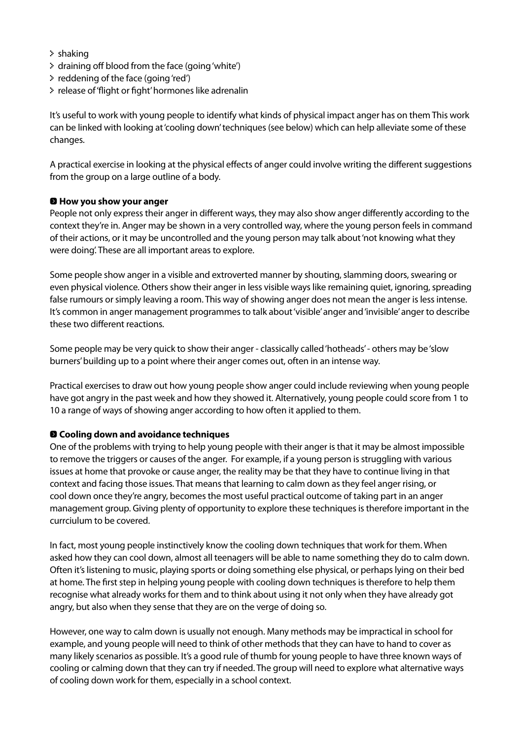- shaking
- draining off blood from the face (going 'white')
- reddening of the face (going 'red')
- release of 'flight or fight' hormones like adrenalin

It's useful to work with young people to identify what kinds of physical impact anger has on them This work can be linked with looking at 'cooling down' techniques (see below) which can help alleviate some of these changes.

A practical exercise in looking at the physical effects of anger could involve writing the different suggestions from the group on a large outline of a body.

**How you show your anger**

People not only express their anger in different ways, they may also show anger differently according to the context they're in. Anger may be shown in a very controlled way, where the young person feels in command of their actions, or it may be uncontrolled and the young person may talk about 'not knowing what they were doing'. These are all important areas to explore.

Some people show anger in a visible and extroverted manner by shouting, slamming doors, swearing or even physical violence. Others show their anger in less visible ways like remaining quiet, ignoring, spreading false rumours or simply leaving a room. This way of showing anger does not mean the anger is less intense. It's common in anger management programmes to talk about 'visible' anger and 'invisible' anger to describe these two different reactions.

Some people may be very quick to show their anger - classically called 'hotheads' - others may be 'slow burners' building up to a point where their anger comes out, often in an intense way.

Practical exercises to draw out how young people show anger could include reviewing when young people have got angry in the past week and how they showed it. Alternatively, young people could score from 1 to 10 a range of ways of showing anger according to how often it applied to them.

**Cooling down and avoidance techniques**

One of the problems with trying to help young people with their anger is that it may be almost impossible to remove the triggers or causes of the anger. For example, if a young person is struggling with various issues at home that provoke or cause anger, the reality may be that they have to continue living in that context and facing those issues. That means that learning to calm down as they feel anger rising, or cool down once they're angry, becomes the most useful practical outcome of taking part in an anger management group. Giving plenty of opportunity to explore these techniques is therefore important in the currciulum to be covered.

In fact, most young people instinctively know the cooling down techniques that work for them. When asked how they can cool down, almost all teenagers will be able to name something they do to calm down. Often it's listening to music, playing sports or doing something else physical, or perhaps lying on their bed at home. The first step in helping young people with cooling down techniques is therefore to help them recognise what already works for them and to think about using it not only when they have already got angry, but also when they sense that they are on the verge of doing so.

However, one way to calm down is usually not enough. Many methods may be impractical in school for example, and young people will need to think of other methods that they can have to hand to cover as many likely scenarios as possible. It's a good rule of thumb for young people to have three known ways of cooling or calming down that they can try if needed. The group will need to explore what alternative ways of cooling down work for them, especially in a school context.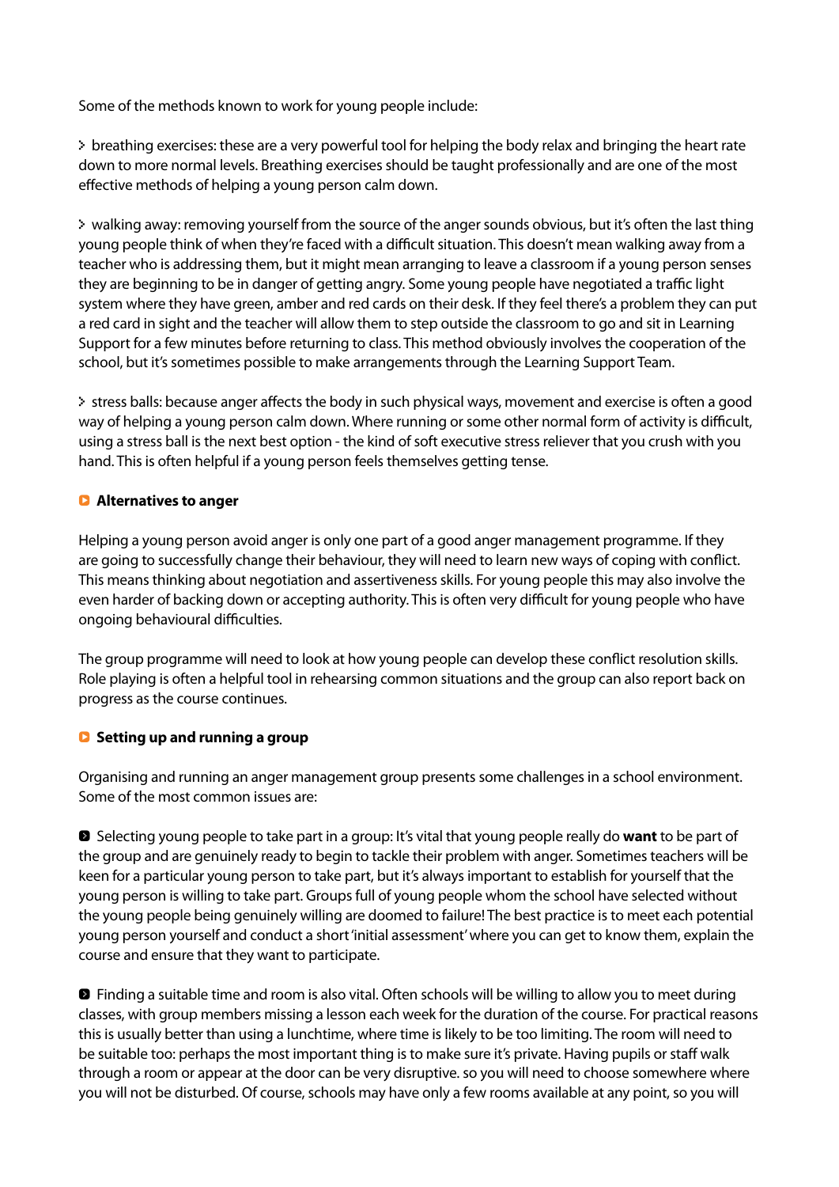Some of the methods known to work for young people include:

- breathing exercises: these are a very powerful tool for helping the body relax and bringing the heart rate down to more normal levels. Breathing exercises should be taught professionally and are one of the most effective methods of helping a young person calm down.

- walking away: removing yourself from the source of the anger sounds obvious, but it's often the last thing young people think of when they're faced with a difficult situation. This doesn't mean walking away from a teacher who is addressing them, but it might mean arranging to leave a classroom if a young person senses they are beginning to be in danger of getting angry. Some young people have negotiated a traffic light system where they have green, amber and red cards on their desk. If they feel there's a problem they can put a red card in sight and the teacher will allow them to step outside the classroom to go and sit in Learning Support for a few minutes before returning to class. This method obviously involves the cooperation of the school, but it's sometimes possible to make arrangements through the Learning Support Team.

- stress balls: because anger affects the body in such physical ways, movement and exercise is often a good way of helping a young person calm down. Where running or some other normal form of activity is difficult, using a stress ball is the next best option - the kind of soft executive stress reliever that you crush with you hand. This is often helpful if a young person feels themselves getting tense.

### Alternatives to anger

Helping a young person avoid anger is only one part of a good anger management programme. If they are going to successfully change their behaviour, they will need to learn new ways of coping with conflict. This means thinking about negotiation and assertiveness skills. For young people this may also involve the even harder of backing down or accepting authority. This is often very difficult for young people who have ongoing behavioural difficulties.

The group programme will need to look at how young people can develop these conflict resolution skills. Role playing is often a helpful tool in rehearsing common situations and the group can also report back on progress as the course continues.

### Setting up and running a group

Organising and running an anger management group presents some challenges in a school environment. Some of the most common issues are:

- Selecting young people to take part in a group: It's vital that young people really do **want** to be part of the group and are genuinely ready to begin to tackle their problem with anger. Sometimes teachers will be keen for a particular young person to take part, but it's always important to establish for yourself that the young person is willing to take part. Groups full of young people whom the school have selected without the young people being genuinely willing are doomed to failure! The best practice is to meet each potential young person yourself and conduct a short 'initial assessment' where you can get to know them, explain the course and ensure that they want to participate.

- Finding a suitable time and room is also vital. Often schools will be willing to allow you to meet during classes, with group members missing a lesson each week for the duration of the course. For practical reasons this is usually better than using a lunchtime, where time is likely to be too limiting. The room will need to be suitable too: perhaps the most important thing is to make sure it's private. Having pupils or staff walk through a room or appear at the door can be very disruptive. so you will need to choose somewhere where you will not be disturbed. Of course, schools may have only a few rooms available at any point, so you will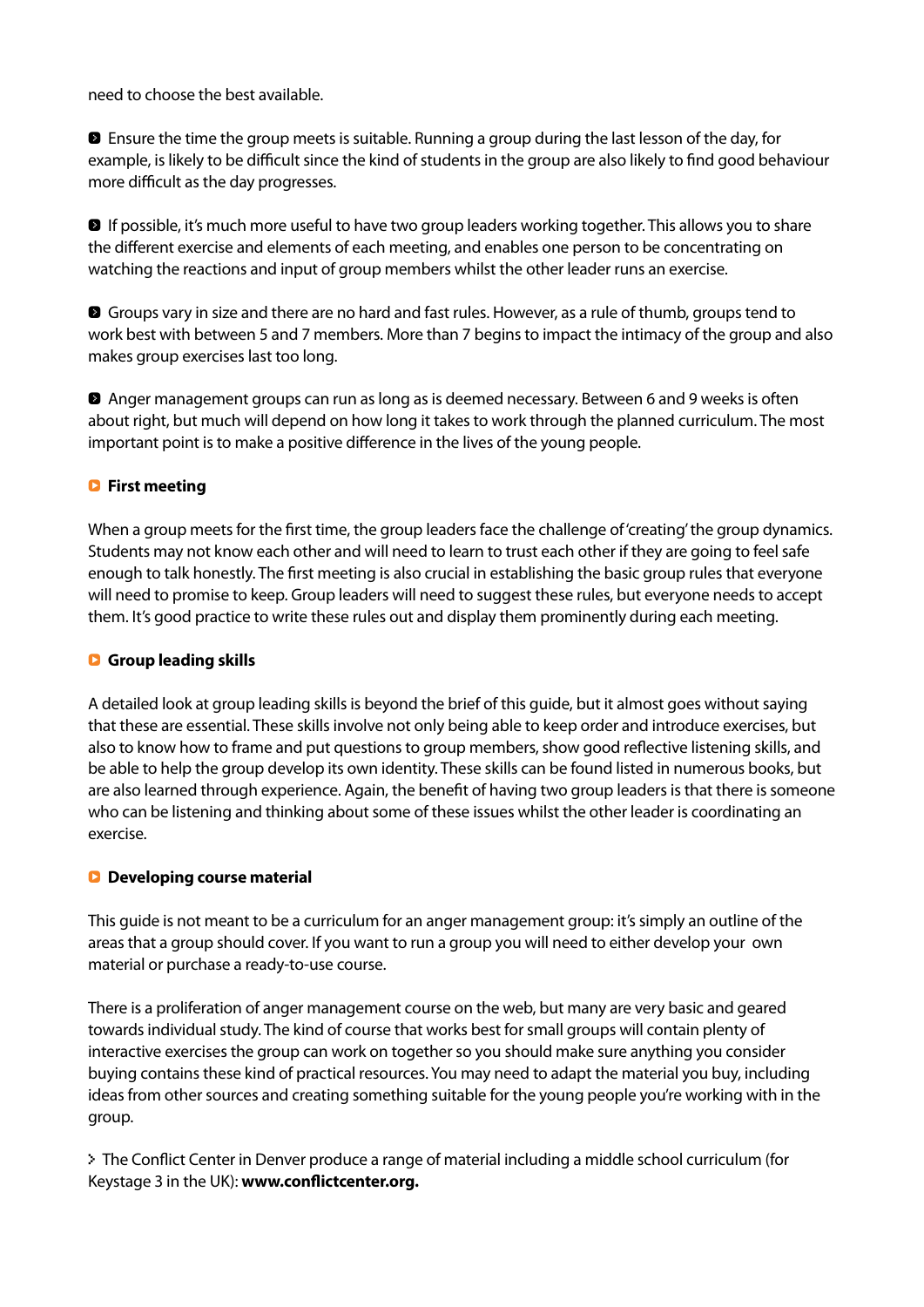need to choose the best available.

- Ensure the time the group meets is suitable. Running a group during the last lesson of the day, for example, is likely to be difficult since the kind of students in the group are also likely to find good behaviour more difficult as the day progresses.

- If possible, it's much more useful to have two group leaders working together. This allows you to share the different exercise and elements of each meeting, and enables one person to be concentrating on watching the reactions and input of group members whilst the other leader runs an exercise.

- Groups vary in size and there are no hard and fast rules. However, as a rule of thumb, groups tend to work best with between 5 and 7 members. More than 7 begins to impact the intimacy of the group and also makes group exercises last too long.

- Anger management groups can run as long as is deemed necessary. Between 6 and 9 weeks is often about right, but much will depend on how long it takes to work through the planned curriculum. The most important point is to make a positive difference in the lives of the young people.

### First meeting

When a group meets for the first time, the group leaders face the challenge of 'creating' the group dynamics. Students may not know each other and will need to learn to trust each other if they are going to feel safe enough to talk honestly. The first meeting is also crucial in establishing the basic group rules that everyone will need to promise to keep. Group leaders will need to suggest these rules, but everyone needs to accept them. It's good practice to write these rules out and display them prominently during each meeting.

### Group leading skills

A detailed look at group leading skills is beyond the brief of this guide, but it almost goes without saying that these are essential. These skills involve not only being able to keep order and introduce exercises, but also to know how to frame and put questions to group members, show good reflective listening skills, and be able to help the group develop its own identity. These skills can be found listed in numerous books, but are also learned through experience. Again, the benefit of having two group leaders is that there is someone who can be listening and thinking about some of these issues whilst the other leader is coordinating an exercise.

### Developing course material

This guide is not meant to be a curriculum for an anger management group: it's simply an outline of the areas that a group should cover. If you want to run a group you will need to either develop your own material or purchase a ready-to-use course.

There is a proliferation of anger management course on the web, but many are very basic and geared towards individual study. The kind of course that works best for small groups will contain plenty of interactive exercises the group can work on together so you should make sure anything you consider buying contains these kind of practical resources. You may need to adapt the material you buy, including ideas from other sources and creating something suitable for the young people you're working with in the group.

> The Conflict Center in Denver produce a range of material including a middle school curriculum (for Keystage 3 in the UK): **www.conflictcenter.org.**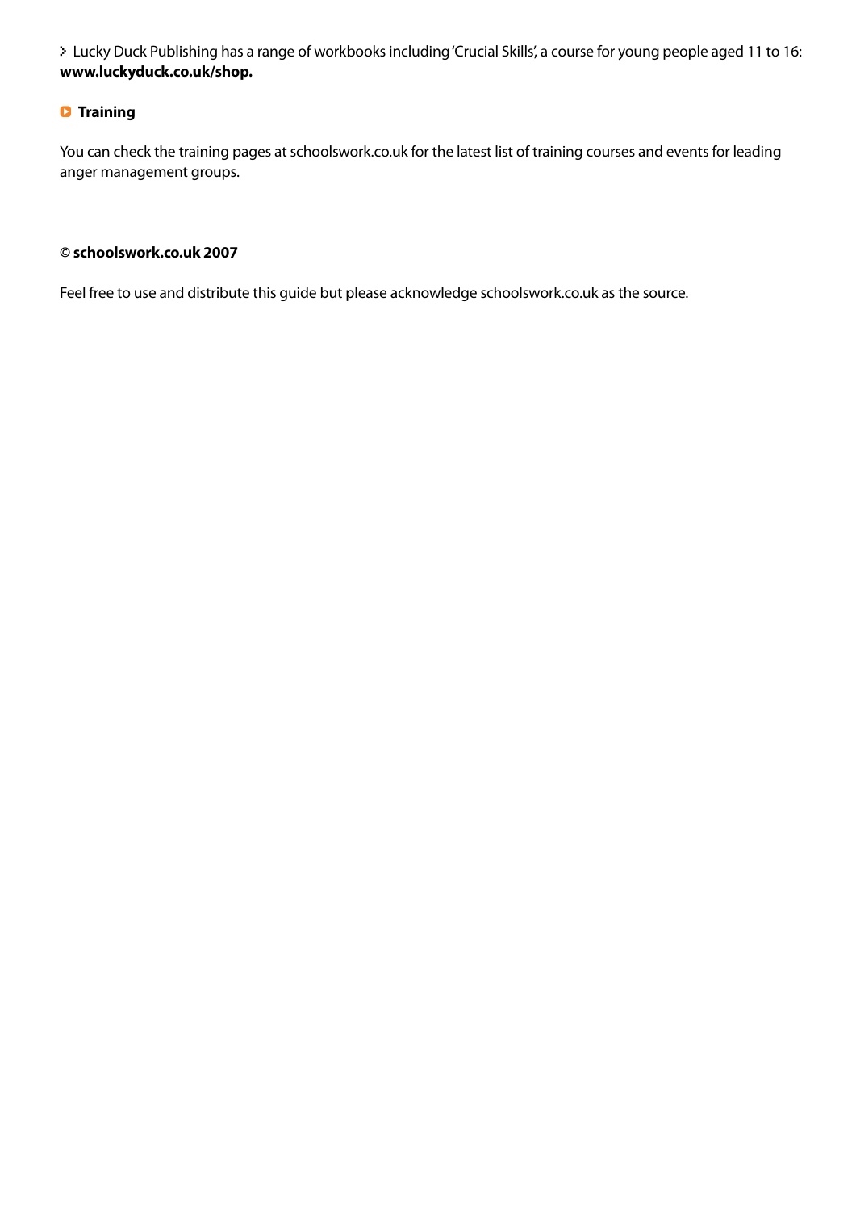- Lucky Duck Publishing has a range of workbooks including 'Crucial Skills', a course for young people aged 11 to 16: **www.luckyduck.co.uk/shop.**

## Training

You can check the training pages at schoolswork.co.uk for the latest list of training courses and events for leading anger management groups.

**© schoolswork.co.uk 2007**

Feel free to use and distribute this guide but please acknowledge schoolswork.co.uk as the source.